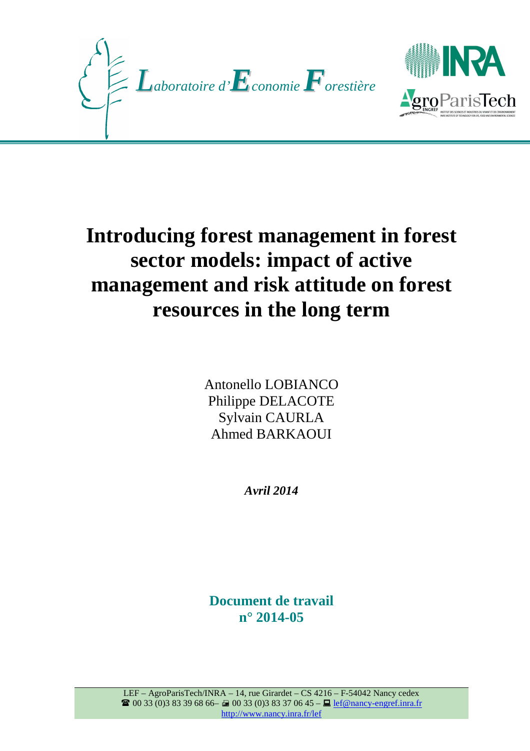*Laboratoire d'Economie Forestière*

# Introducing forest management in forest sector models: impact of active management and risk attitude on forest resources in the long term

Antonello LOBIANCO
Philippe DELACOTE
Sylvain CAURLA
Ahmed BARKAOUI

***Avril 2014***

**Document de travail**
**n° 2014-05**

LEF – AgroParisTech/INRA – 14, rue Girardet – CS 4216 – F-54042 Nancy cedex
☎ 00 33 (0)3 83 39 68 66– 00 33 (0)3 83 37 06 45 – lef@nancy-engref.inra.fr
http://www.nancy.inra.fr/lef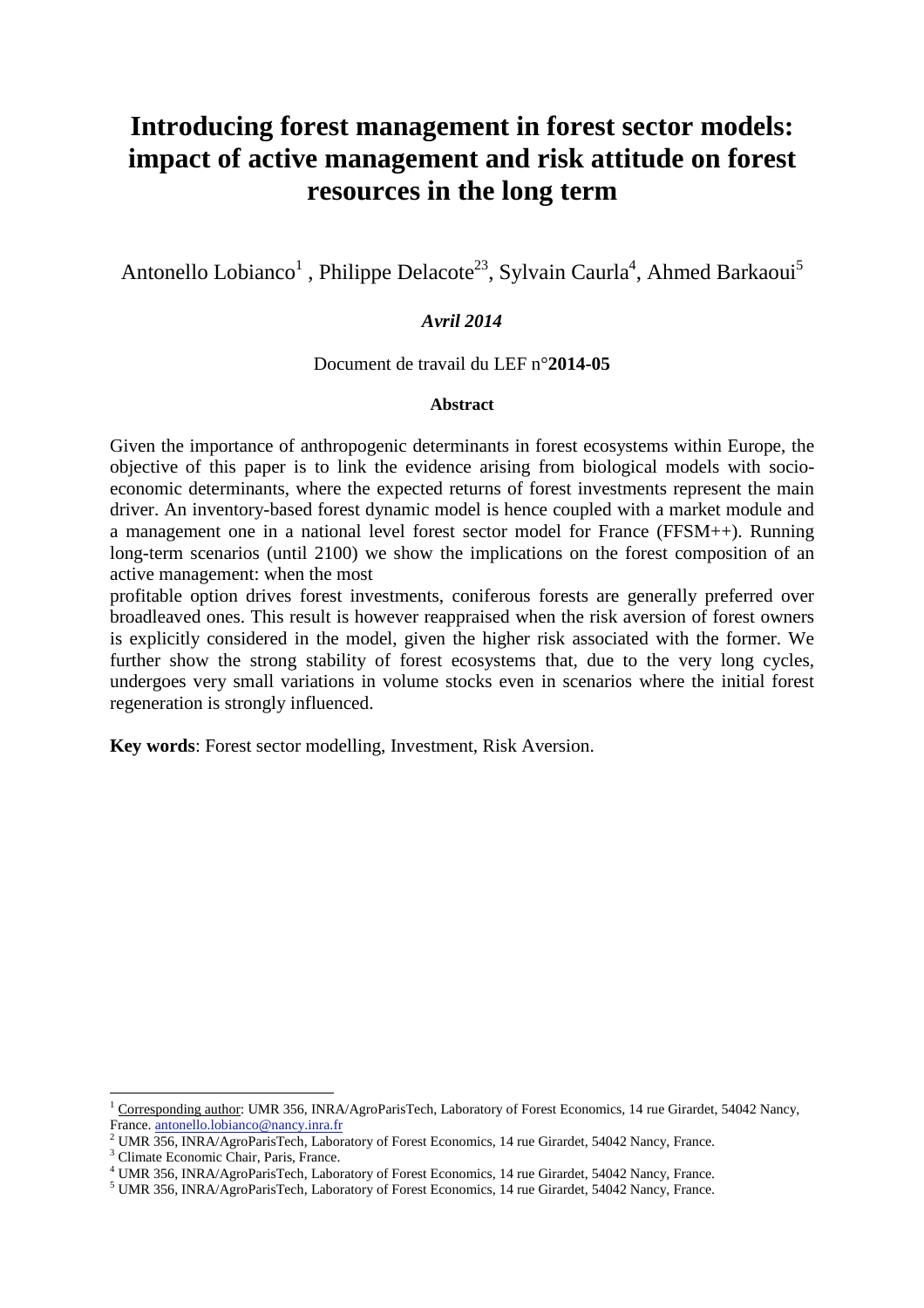# Introducing forest management in forest sector models: impact of active management and risk attitude on forest resources in the long term

Antonello Lobianco[1] , Philippe Delacote[23], Sylvain Caurla[4], Ahmed Barkaoui[5]

***Avril 2014***

Document de travail du LEF n°**2014-05**

**Abstract**

Given the importance of anthropogenic determinants in forest ecosystems within Europe, the objective of this paper is to link the evidence arising from biological models with socio-economic determinants, where the expected returns of forest investments represent the main driver. An inventory-based forest dynamic model is hence coupled with a market module and a management one in a national level forest sector model for France (FFSM++). Running long-term scenarios (until 2100) we show the implications on the forest composition of an active management: when the most

profitable option drives forest investments, coniferous forests are generally preferred over broadleaved ones. This result is however reappraised when the risk aversion of forest owners is explicitly considered in the model, given the higher risk associated with the former. We further show the strong stability of forest ecosystems that, due to the very long cycles, undergoes very small variations in volume stocks even in scenarios where the initial forest regeneration is strongly influenced.

**Key words**: Forest sector modelling, Investment, Risk Aversion.

---

[1] Corresponding author: UMR 356, INRA/AgroParisTech, Laboratory of Forest Economics, 14 rue Girardet, 54042 Nancy, France. antonello.lobianco@nancy.inra.fr

[2] UMR 356, INRA/AgroParisTech, Laboratory of Forest Economics, 14 rue Girardet, 54042 Nancy, France.

[3] Climate Economic Chair, Paris, France.

[4] UMR 356, INRA/AgroParisTech, Laboratory of Forest Economics, 14 rue Girardet, 54042 Nancy, France.

[5] UMR 356, INRA/AgroParisTech, Laboratory of Forest Economics, 14 rue Girardet, 54042 Nancy, France.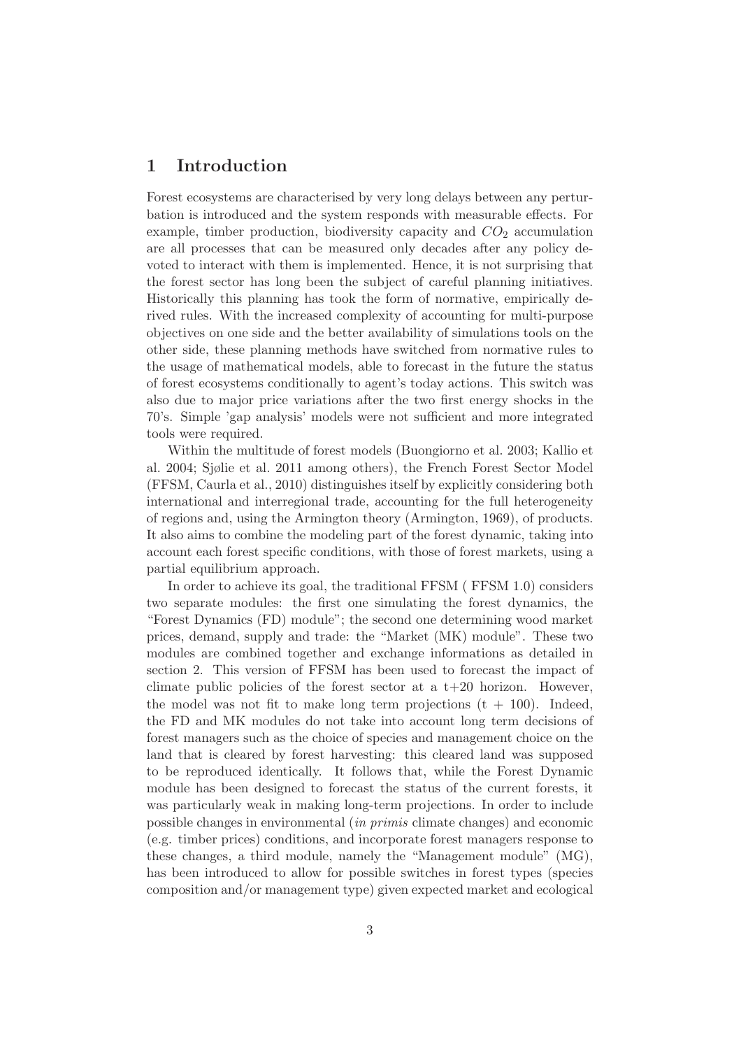## 1 Introduction

Forest ecosystems are characterised by very long delays between any perturbation is introduced and the system responds with measurable effects. For example, timber production, biodiversity capacity and $CO_2$ accumulation are all processes that can be measured only decades after any policy devoted to interact with them is implemented. Hence, it is not surprising that the forest sector has long been the subject of careful planning initiatives. Historically this planning has took the form of normative, empirically derived rules. With the increased complexity of accounting for multi-purpose objectives on one side and the better availability of simulations tools on the other side, these planning methods have switched from normative rules to the usage of mathematical models, able to forecast in the future the status of forest ecosystems conditionally to agent's today actions. This switch was also due to major price variations after the two first energy shocks in the 70's. Simple 'gap analysis' models were not sufficient and more integrated tools were required.

Within the multitude of forest models (Buongiorno et al. 2003; Kallio et al. 2004; Sjølie et al. 2011 among others), the French Forest Sector Model (FFSM, Caurla et al., 2010) distinguishes itself by explicitly considering both international and interregional trade, accounting for the full heterogeneity of regions and, using the Armington theory (Armington, 1969), of products. It also aims to combine the modeling part of the forest dynamic, taking into account each forest specific conditions, with those of forest markets, using a partial equilibrium approach.

In order to achieve its goal, the traditional FFSM ( FFSM 1.0) considers two separate modules: the first one simulating the forest dynamics, the "Forest Dynamics (FD) module"; the second one determining wood market prices, demand, supply and trade: the "Market (MK) module". These two modules are combined together and exchange informations as detailed in section 2. This version of FFSM has been used to forecast the impact of climate public policies of the forest sector at a t+20 horizon. However, the model was not fit to make long term projections (t + 100). Indeed, the FD and MK modules do not take into account long term decisions of forest managers such as the choice of species and management choice on the land that is cleared by forest harvesting: this cleared land was supposed to be reproduced identically. It follows that, while the Forest Dynamic module has been designed to forecast the status of the current forests, it was particularly weak in making long-term projections. In order to include possible changes in environmental (*in primis* climate changes) and economic (e.g. timber prices) conditions, and incorporate forest managers response to these changes, a third module, namely the "Management module" (MG), has been introduced to allow for possible switches in forest types (species composition and/or management type) given expected market and ecological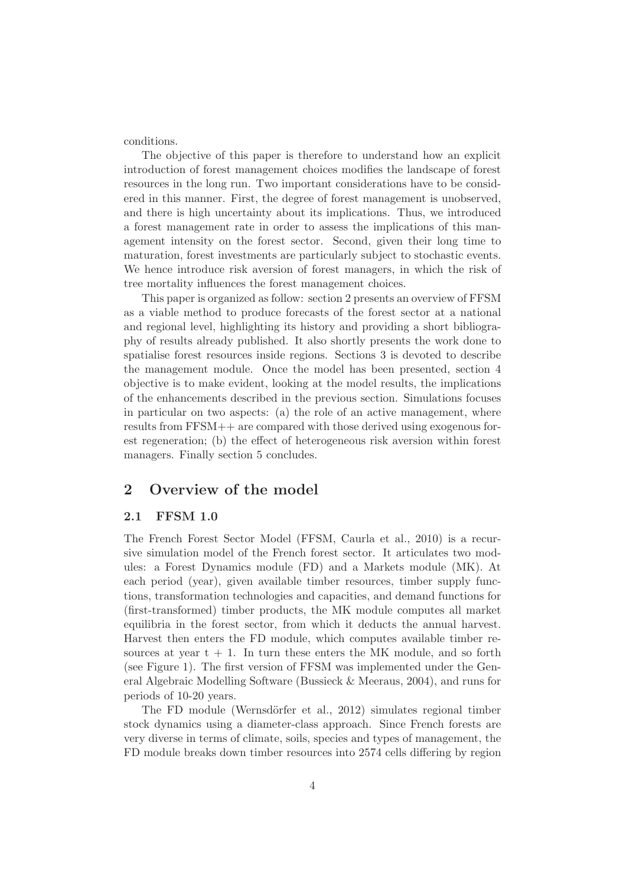conditions.

The objective of this paper is therefore to understand how an explicit introduction of forest management choices modifies the landscape of forest resources in the long run. Two important considerations have to be considered in this manner. First, the degree of forest management is unobserved, and there is high uncertainty about its implications. Thus, we introduced a forest management rate in order to assess the implications of this management intensity on the forest sector. Second, given their long time to maturation, forest investments are particularly subject to stochastic events. We hence introduce risk aversion of forest managers, in which the risk of tree mortality influences the forest management choices.

This paper is organized as follow: section 2 presents an overview of FFSM as a viable method to produce forecasts of the forest sector at a national and regional level, highlighting its history and providing a short bibliography of results already published. It also shortly presents the work done to spatialise forest resources inside regions. Sections 3 is devoted to describe the management module. Once the model has been presented, section 4 objective is to make evident, looking at the model results, the implications of the enhancements described in the previous section. Simulations focuses in particular on two aspects: (a) the role of an active management, where results from FFSM++ are compared with those derived using exogenous forest regeneration; (b) the effect of heterogeneous risk aversion within forest managers. Finally section 5 concludes.

## 2 Overview of the model

### 2.1 FFSM 1.0

The French Forest Sector Model (FFSM, Caurla et al., 2010) is a recursive simulation model of the French forest sector. It articulates two modules: a Forest Dynamics module (FD) and a Markets module (MK). At each period (year), given available timber resources, timber supply functions, transformation technologies and capacities, and demand functions for (first-transformed) timber products, the MK module computes all market equilibria in the forest sector, from which it deducts the annual harvest. Harvest then enters the FD module, which computes available timber resources at year t + 1. In turn these enters the MK module, and so forth (see Figure 1). The first version of FFSM was implemented under the General Algebraic Modelling Software (Bussieck & Meeraus, 2004), and runs for periods of 10-20 years.

The FD module (Wernsdörfer et al., 2012) simulates regional timber stock dynamics using a diameter-class approach. Since French forests are very diverse in terms of climate, soils, species and types of management, the FD module breaks down timber resources into 2574 cells differing by region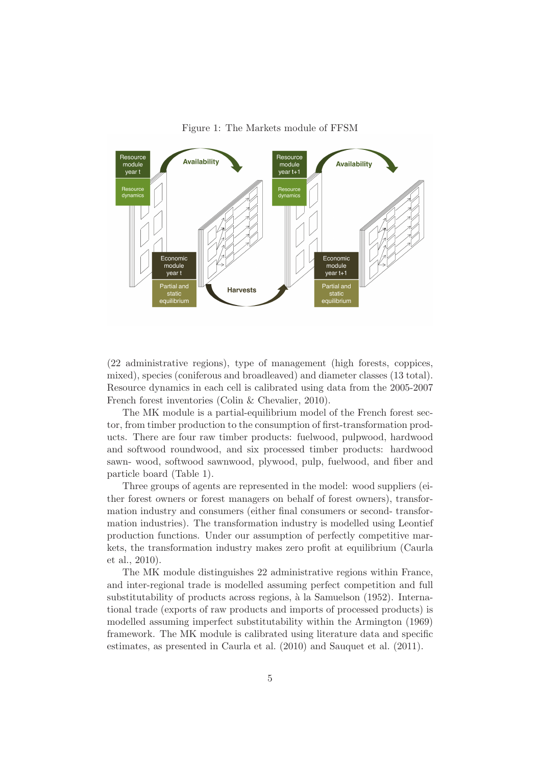Figure 1: The Markets module of FFSM

(22 administrative regions), type of management (high forests, coppices, mixed), species (coniferous and broadleaved) and diameter classes (13 total). Resource dynamics in each cell is calibrated using data from the 2005-2007 French forest inventories (Colin & Chevalier, 2010).

The MK module is a partial-equilibrium model of the French forest sector, from timber production to the consumption of first-transformation products. There are four raw timber products: fuelwood, pulpwood, hardwood and softwood roundwood, and six processed timber products: hardwood sawn- wood, softwood sawnwood, plywood, pulp, fuelwood, and fiber and particle board (Table 1).

Three groups of agents are represented in the model: wood suppliers (either forest owners or forest managers on behalf of forest owners), transformation industry and consumers (either final consumers or second- transformation industries). The transformation industry is modelled using Leontief production functions. Under our assumption of perfectly competitive markets, the transformation industry makes zero profit at equilibrium (Caurla et al., 2010).

The MK module distinguishes 22 administrative regions within France, and inter-regional trade is modelled assuming perfect competition and full substitutability of products across regions, à la Samuelson (1952). International trade (exports of raw products and imports of processed products) is modelled assuming imperfect substitutability within the Armington (1969) framework. The MK module is calibrated using literature data and specific estimates, as presented in Caurla et al. (2010) and Sauquet et al. (2011).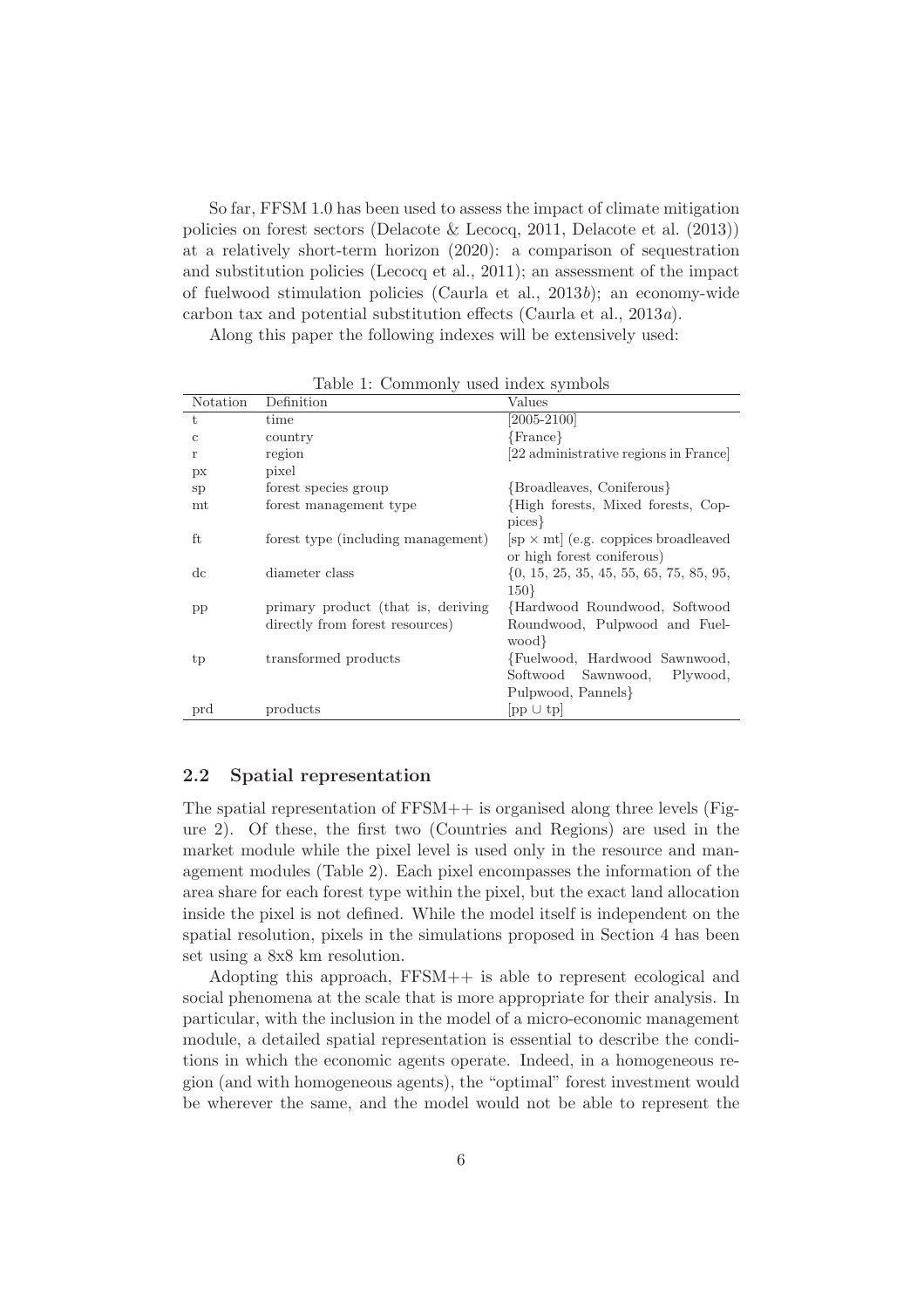So far, FFSM 1.0 has been used to assess the impact of climate mitigation policies on forest sectors (Delacote & Lecocq, 2011, Delacote et al. (2013)) at a relatively short-term horizon (2020): a comparison of sequestration and substitution policies (Lecocq et al., 2011); an assessment of the impact of fuelwood stimulation policies (Caurla et al., 2013*b*); an economy-wide carbon tax and potential substitution effects (Caurla et al., 2013*a*).

Along this paper the following indexes will be extensively used:

Table 1: Commonly used index symbols

| Notation | Definition | Values |
|---|---|---|
| t | time | [2005-2100] |
| c | country | {France} |
| r | region | [22 administrative regions in France] |
| px | pixel | |
| sp | forest species group | {Broadleaves, Coniferous} |
| mt | forest management type | {High forests, Mixed forests, Coppices} |
| ft | forest type (including management) | [sp $\times$ mt] (e.g. coppices broadleaved or high forest coniferous) |
| dc | diameter class | {0, 15, 25, 35, 45, 55, 65, 75, 85, 95, 150} |
| pp | primary product (that is, deriving directly from forest resources) | {Hardwood Roundwood, Softwood Roundwood, Pulpwood and Fuelwood} |
| tp | transformed products | {Fuelwood, Hardwood Sawnwood, Softwood Sawnwood, Plywood, Pulpwood, Pannels} |
| prd | products | [pp $\cup$ tp] |

## 2.2 Spatial representation

The spatial representation of FFSM++ is organised along three levels (Figure 2). Of these, the first two (Countries and Regions) are used in the market module while the pixel level is used only in the resource and management modules (Table 2). Each pixel encompasses the information of the area share for each forest type within the pixel, but the exact land allocation inside the pixel is not defined. While the model itself is independent on the spatial resolution, pixels in the simulations proposed in Section 4 has been set using a 8x8 km resolution.

Adopting this approach, FFSM++ is able to represent ecological and social phenomena at the scale that is more appropriate for their analysis. In particular, with the inclusion in the model of a micro-economic management module, a detailed spatial representation is essential to describe the conditions in which the economic agents operate. Indeed, in a homogeneous region (and with homogeneous agents), the "optimal" forest investment would be wherever the same, and the model would not be able to represent the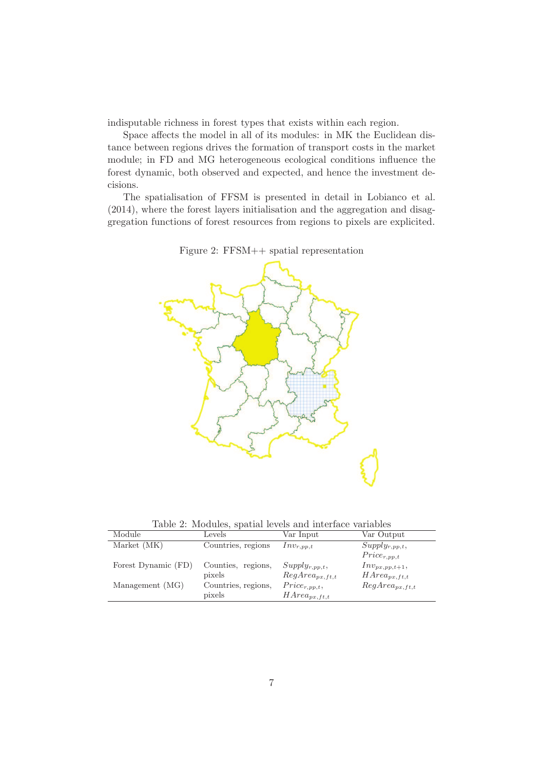indisputable richness in forest types that exists within each region.

Space affects the model in all of its modules: in MK the Euclidean distance between regions drives the formation of transport costs in the market module; in FD and MG heterogeneous ecological conditions influence the forest dynamic, both observed and expected, and hence the investment decisions.

The spatialisation of FFSM is presented in detail in Lobianco et al. (2014), where the forest layers initialisation and the aggregation and disaggregation functions of forest resources from regions to pixels are explicited.

Figure 2: FFSM++ spatial representation

Table 2: Modules, spatial levels and interface variables

| Module | Levels | Var Input | Var Output |
|---|---|---|---|
| Market (MK) | Countries, regions | $Inv_{r,pp,t}$ | $Supply_{r,pp,t}$, $Price_{r,pp,t}$ |
| Forest Dynamic (FD) | Counties, regions, pixels | $Supply_{r,pp,t}$, $RegArea_{px,ft,t}$ | $Inv_{px,pp,t+1}$, $HArea_{px,ft,t}$ |
| Management (MG) | Countries, regions, pixels | $Price_{r,pp,t}$, $HArea_{px,ft,t}$ | $RegArea_{px,ft,t}$ |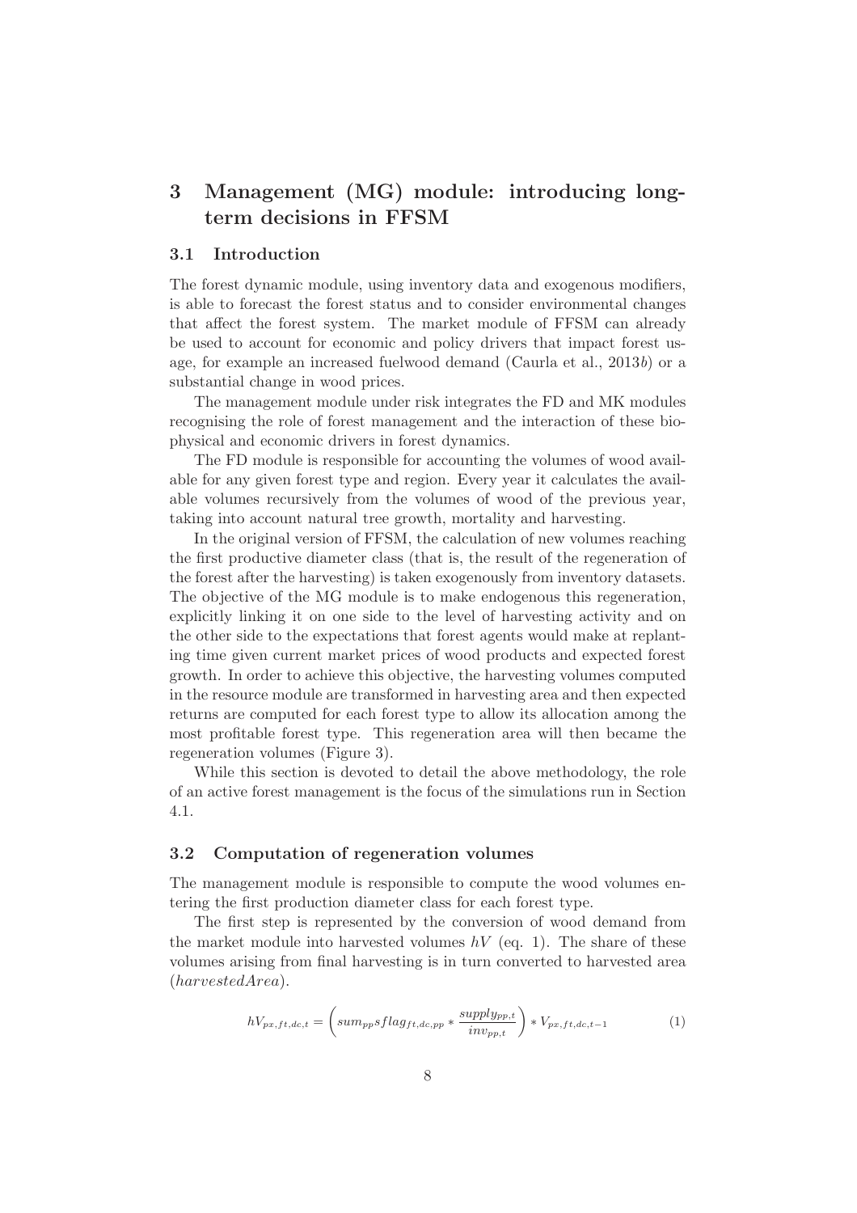# 3 Management (MG) module: introducing long-term decisions in FFSM

## 3.1 Introduction

The forest dynamic module, using inventory data and exogenous modifiers, is able to forecast the forest status and to consider environmental changes that affect the forest system. The market module of FFSM can already be used to account for economic and policy drivers that impact forest usage, for example an increased fuelwood demand (Caurla et al., 2013*b*) or a substantial change in wood prices.

The management module under risk integrates the FD and MK modules recognising the role of forest management and the interaction of these biophysical and economic drivers in forest dynamics.

The FD module is responsible for accounting the volumes of wood available for any given forest type and region. Every year it calculates the available volumes recursively from the volumes of wood of the previous year, taking into account natural tree growth, mortality and harvesting.

In the original version of FFSM, the calculation of new volumes reaching the first productive diameter class (that is, the result of the regeneration of the forest after the harvesting) is taken exogenously from inventory datasets. The objective of the MG module is to make endogenous this regeneration, explicitly linking it on one side to the level of harvesting activity and on the other side to the expectations that forest agents would make at replanting time given current market prices of wood products and expected forest growth. In order to achieve this objective, the harvesting volumes computed in the resource module are transformed in harvesting area and then expected returns are computed for each forest type to allow its allocation among the most profitable forest type. This regeneration area will then became the regeneration volumes (Figure 3).

While this section is devoted to detail the above methodology, the role of an active forest management is the focus of the simulations run in Section 4.1.

## 3.2 Computation of regeneration volumes

The management module is responsible to compute the wood volumes entering the first production diameter class for each forest type.

The first step is represented by the conversion of wood demand from the market module into harvested volumes $hV$ (eq. 1). The share of these volumes arising from final harvesting is in turn converted to harvested area ($harvestedArea$).

$$hV_{px,ft,dc,t} = \left( sum_{pp} sflag_{ft,dc,pp} * \frac{supply_{pp,t}}{inv_{pp,t}} \right) * V_{px,ft,dc,t-1} \tag{1}$$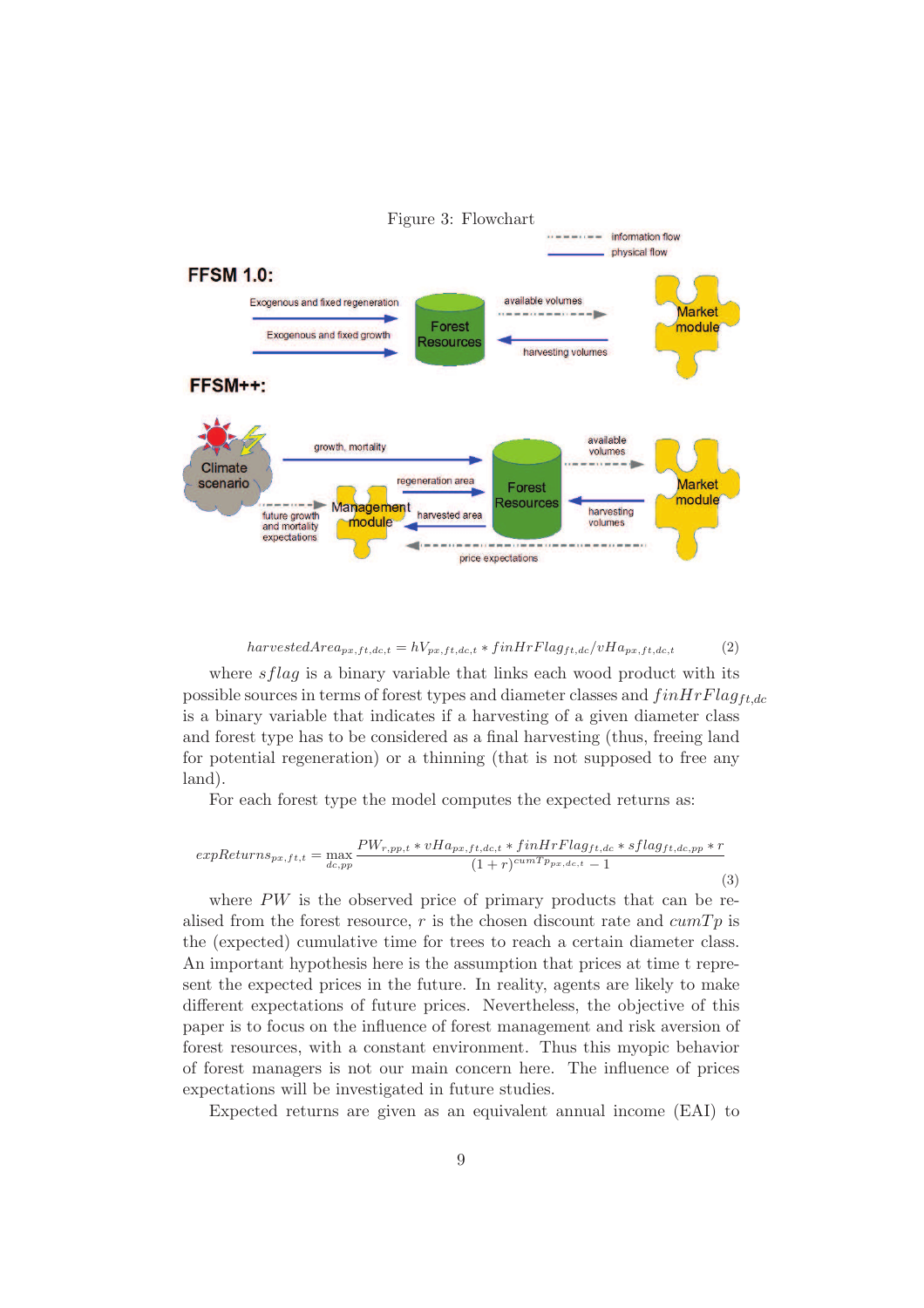Figure 3: Flowchart

$$harvestedArea_{px,ft,dc,t} = hV_{px,ft,dc,t} * finHrFlag_{ft,dc} / vHa_{px,ft,dc,t} \qquad (2)$$

where $sflag$ is a binary variable that links each wood product with its possible sources in terms of forest types and diameter classes and $finHrFlag_{ft,dc}$ is a binary variable that indicates if a harvesting of a given diameter class and forest type has to be considered as a final harvesting (thus, freeing land for potential regeneration) or a thinning (that is not supposed to free any land).

For each forest type the model computes the expected returns as:

$$expReturns_{px,ft,t} = \max_{dc,pp} \frac{PW_{r,pp,t} * vHa_{px,ft,dc,t} * finHrFlag_{ft,dc} * sflag_{ft,dc,pp} * r}{(1+r)^{cumTp_{px,dc,t}} - 1} \qquad (3)$$

where $PW$ is the observed price of primary products that can be realised from the forest resource, $r$ is the chosen discount rate and $cumTp$ is the (expected) cumulative time for trees to reach a certain diameter class. An important hypothesis here is the assumption that prices at time t represent the expected prices in the future. In reality, agents are likely to make different expectations of future prices. Nevertheless, the objective of this paper is to focus on the influence of forest management and risk aversion of forest resources, with a constant environment. Thus this myopic behavior of forest managers is not our main concern here. The influence of prices expectations will be investigated in future studies.

Expected returns are given as an equivalent annual income (EAI) to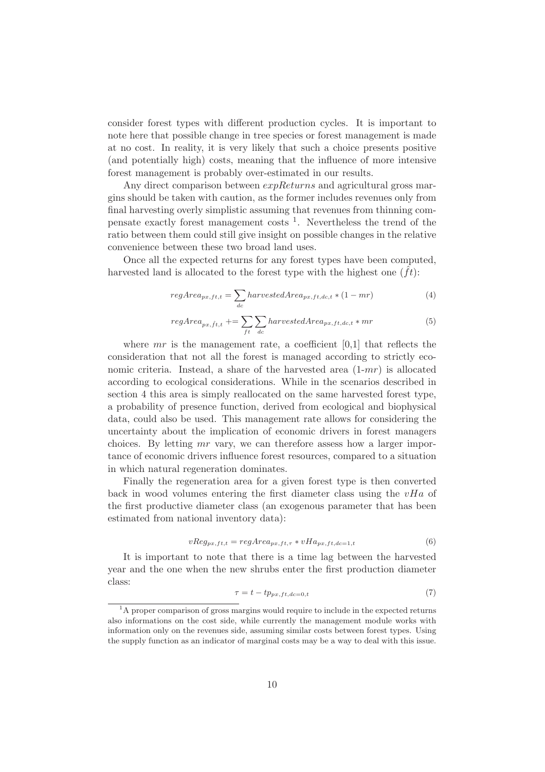consider forest types with different production cycles. It is important to note here that possible change in tree species or forest management is made at no cost. In reality, it is very likely that such a choice presents positive (and potentially high) costs, meaning that the influence of more intensive forest management is probably over-estimated in our results.

Any direct comparison between *expReturns* and agricultural gross margins should be taken with caution, as the former includes revenues only from final harvesting overly simplistic assuming that revenues from thinning compensate exactly forest management costs [1]. Nevertheless the trend of the ratio between them could still give insight on possible changes in the relative convenience between these two broad land uses.

Once all the expected returns for any forest types have been computed, harvested land is allocated to the forest type with the highest one ($\hat{ft}$):

$$regArea_{px,ft,t} = \sum_{dc} harvestedArea_{px,ft,dc,t} * (1 - mr) \tag{4}$$

$$regArea_{px,\hat{ft},t} \mathrel{+}= \sum_{ft} \sum_{dc} harvestedArea_{px,ft,dc,t} * mr \tag{5}$$

where $mr$ is the management rate, a coefficient [0,1] that reflects the consideration that not all the forest is managed according to strictly economic criteria. Instead, a share of the harvested area (1-$mr$) is allocated according to ecological considerations. While in the scenarios described in section 4 this area is simply reallocated on the same harvested forest type, a probability of presence function, derived from ecological and biophysical data, could also be used. This management rate allows for considering the uncertainty about the implication of economic drivers in forest managers choices. By letting $mr$ vary, we can therefore assess how a larger importance of economic drivers influence forest resources, compared to a situation in which natural regeneration dominates.

Finally the regeneration area for a given forest type is then converted back in wood volumes entering the first diameter class using the $vHa$ of the first productive diameter class (an exogenous parameter that has been estimated from national inventory data):

$$vReg_{px,ft,t} = regArea_{px,ft,\tau} * vHa_{px,ft,dc=1,t} \tag{6}$$

It is important to note that there is a time lag between the harvested year and the one when the new shrubs enter the first production diameter class:

$$\tau = t - tp_{px,ft,dc=0,t} \tag{7}$$

[1] A proper comparison of gross margins would require to include in the expected returns also informations on the cost side, while currently the management module works with information only on the revenues side, assuming similar costs between forest types. Using the supply function as an indicator of marginal costs may be a way to deal with this issue.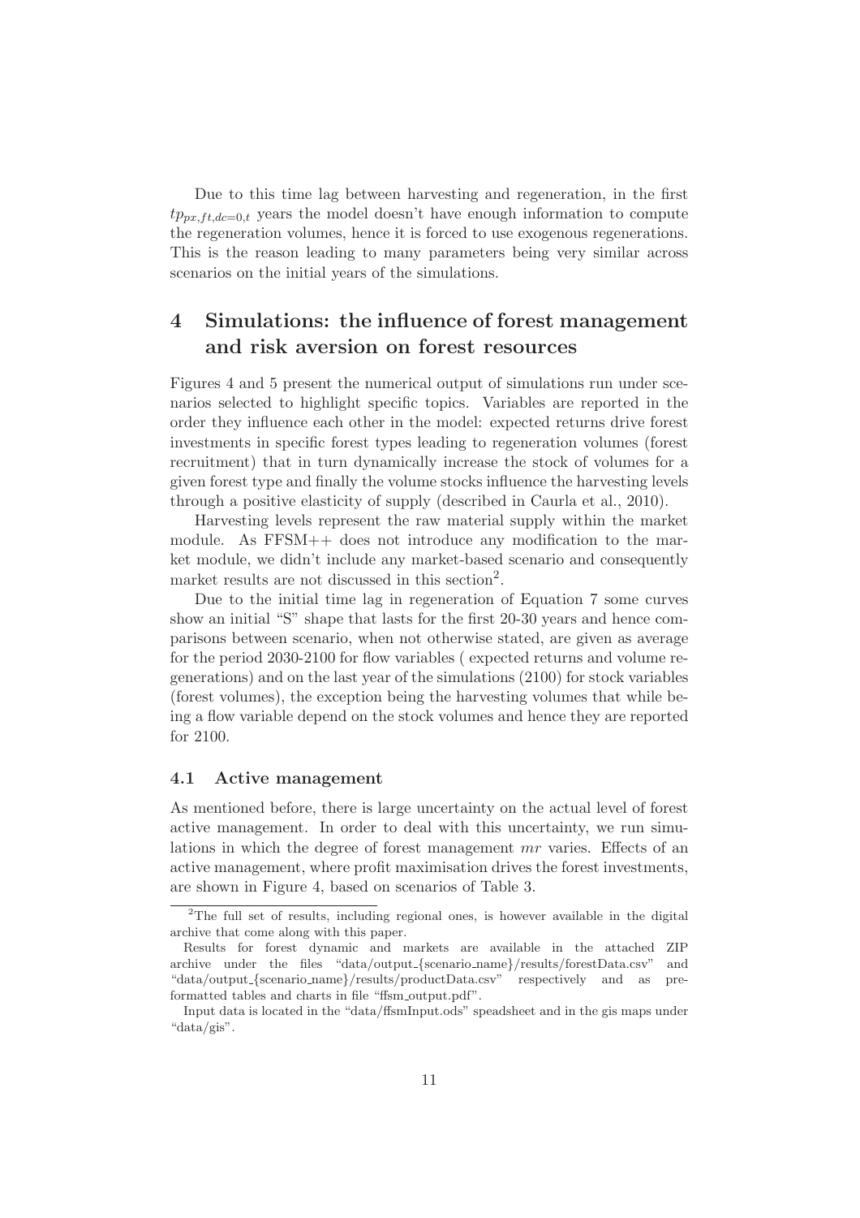Due to this time lag between harvesting and regeneration, in the first $tp_{px,ft,dc=0,t}$ years the model doesn't have enough information to compute the regeneration volumes, hence it is forced to use exogenous regenerations. This is the reason leading to many parameters being very similar across scenarios on the initial years of the simulations.

# 4 Simulations: the influence of forest management and risk aversion on forest resources

Figures 4 and 5 present the numerical output of simulations run under scenarios selected to highlight specific topics. Variables are reported in the order they influence each other in the model: expected returns drive forest investments in specific forest types leading to regeneration volumes (forest recruitment) that in turn dynamically increase the stock of volumes for a given forest type and finally the volume stocks influence the harvesting levels through a positive elasticity of supply (described in Caurla et al., 2010).

Harvesting levels represent the raw material supply within the market module. As FFSM++ does not introduce any modification to the market module, we didn't include any market-based scenario and consequently market results are not discussed in this section[2].

Due to the initial time lag in regeneration of Equation 7 some curves show an initial "S" shape that lasts for the first 20-30 years and hence comparisons between scenario, when not otherwise stated, are given as average for the period 2030-2100 for flow variables ( expected returns and volume regenerations) and on the last year of the simulations (2100) for stock variables (forest volumes), the exception being the harvesting volumes that while being a flow variable depend on the stock volumes and hence they are reported for 2100.

## 4.1 Active management

As mentioned before, there is large uncertainty on the actual level of forest active management. In order to deal with this uncertainty, we run simulations in which the degree of forest management $mr$ varies. Effects of an active management, where profit maximisation drives the forest investments, are shown in Figure 4, based on scenarios of Table 3.

---

[2] The full set of results, including regional ones, is however available in the digital archive that come along with this paper.

Results for forest dynamic and markets are available in the attached ZIP archive under the files "data/output_{scenario_name}/results/forestData.csv" and "data/output_{scenario_name}/results/productData.csv" respectively and as pre-formatted tables and charts in file "ffsm_output.pdf".

Input data is located in the "data/ffsmInput.ods" speadsheet and in the gis maps under "data/gis".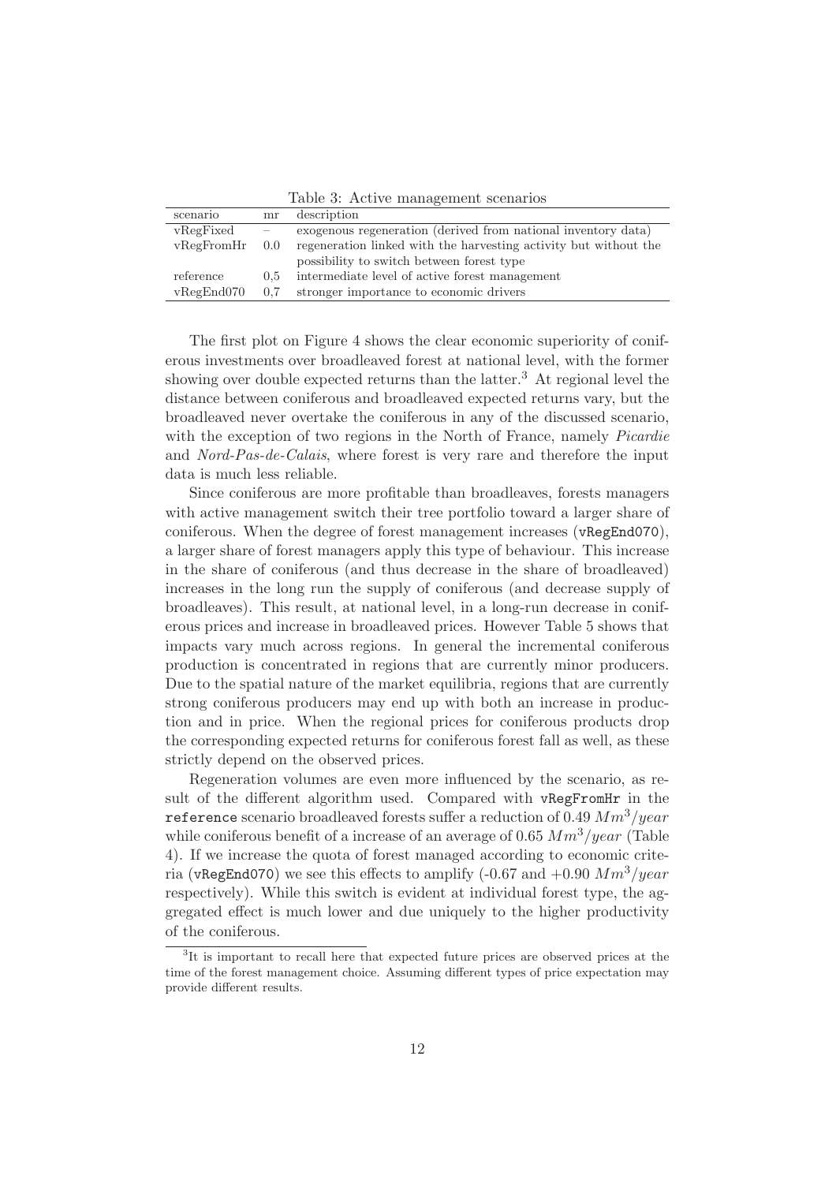Table 3: Active management scenarios

| scenario | mr | description |
|---|---|---|
| vRegFixed | – | exogenous regeneration (derived from national inventory data) |
| vRegFromHr | 0.0 | regeneration linked with the harvesting activity but without the possibility to switch between forest type |
| reference | 0,5 | intermediate level of active forest management |
| vRegEnd070 | 0,7 | stronger importance to economic drivers |

The first plot on Figure 4 shows the clear economic superiority of coniferous investments over broadleaved forest at national level, with the former showing over double expected returns than the latter.[3] At regional level the distance between coniferous and broadleaved expected returns vary, but the broadleaved never overtake the coniferous in any of the discussed scenario, with the exception of two regions in the North of France, namely *Picardie* and *Nord-Pas-de-Calais*, where forest is very rare and therefore the input data is much less reliable.

Since coniferous are more profitable than broadleaves, forests managers with active management switch their tree portfolio toward a larger share of coniferous. When the degree of forest management increases (`vRegEnd070`), a larger share of forest managers apply this type of behaviour. This increase in the share of coniferous (and thus decrease in the share of broadleaved) increases in the long run the supply of coniferous (and decrease supply of broadleaves). This result, at national level, in a long-run decrease in coniferous prices and increase in broadleaved prices. However Table 5 shows that impacts vary much across regions. In general the incremental coniferous production is concentrated in regions that are currently minor producers. Due to the spatial nature of the market equilibria, regions that are currently strong coniferous producers may end up with both an increase in production and in price. When the regional prices for coniferous products drop the corresponding expected returns for coniferous forest fall as well, as these strictly depend on the observed prices.

Regeneration volumes are even more influenced by the scenario, as result of the different algorithm used. Compared with `vRegFromHr` in the `reference` scenario broadleaved forests suffer a reduction of 0.49 $Mm^3/year$ while coniferous benefit of a increase of an average of 0.65 $Mm^3/year$ (Table 4). If we increase the quota of forest managed according to economic criteria (`vRegEnd070`) we see this effects to amplify (-0.67 and +0.90 $Mm^3/year$ respectively). While this switch is evident at individual forest type, the aggregated effect is much lower and due uniquely to the higher productivity of the coniferous.

[3] It is important to recall here that expected future prices are observed prices at the time of the forest management choice. Assuming different types of price expectation may provide different results.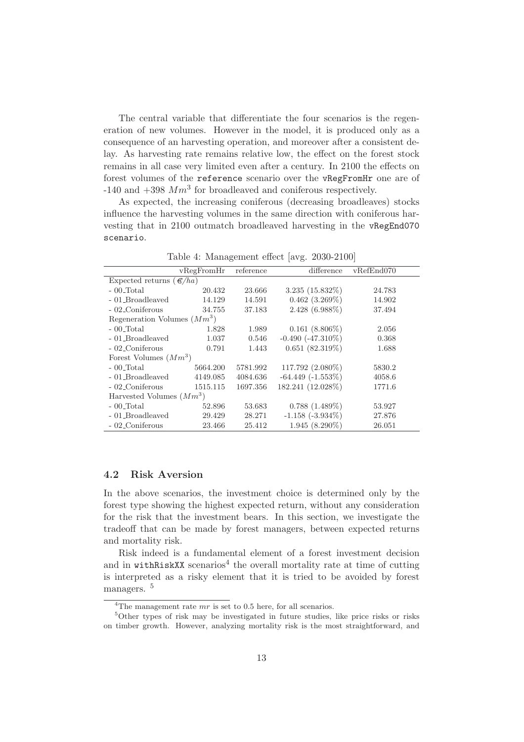The central variable that differentiate the four scenarios is the regeneration of new volumes. However in the model, it is produced only as a consequence of an harvesting operation, and moreover after a consistent delay. As harvesting rate remains relative low, the effect on the forest stock remains in all case very limited even after a century. In 2100 the effects on forest volumes of the `reference` scenario over the `vRegFromHr` one are of -140 and +398 $Mm^3$ for broadleaved and coniferous respectively.

As expected, the increasing coniferous (decreasing broadleaves) stocks influence the harvesting volumes in the same direction with coniferous harvesting that in 2100 outmatch broadleaved harvesting in the `vRegEnd070 scenario`.

Table 4: Management effect [avg. 2030-2100]

| | vRegFromHr | reference | difference | vRefEnd070 |
|---|---|---|---|---|
| Expected returns (€/ha) | | | | |
| - 00_Total | 20.432 | 23.666 | 3.235 (15.832%) | 24.783 |
| - 01_Broadleaved | 14.129 | 14.591 | 0.462 (3.269%) | 14.902 |
| - 02_Coniferous | 34.755 | 37.183 | 2.428 (6.988%) | 37.494 |
| Regeneration Volumes ($Mm^3$) | | | | |
| - 00_Total | 1.828 | 1.989 | 0.161 (8.806%) | 2.056 |
| - 01_Broadleaved | 1.037 | 0.546 | -0.490 (-47.310%) | 0.368 |
| - 02_Coniferous | 0.791 | 1.443 | 0.651 (82.319%) | 1.688 |
| Forest Volumes ($Mm^3$) | | | | |
| - 00_Total | 5664.200 | 5781.992 | 117.792 (2.080%) | 5830.2 |
| - 01_Broadleaved | 4149.085 | 4084.636 | -64.449 (-1.553%) | 4058.6 |
| - 02_Coniferous | 1515.115 | 1697.356 | 182.241 (12.028%) | 1771.6 |
| Harvested Volumes ($Mm^3$) | | | | |
| - 00_Total | 52.896 | 53.683 | 0.788 (1.489%) | 53.927 |
| - 01_Broadleaved | 29.429 | 28.271 | -1.158 (-3.934%) | 27.876 |
| - 02_Coniferous | 23.466 | 25.412 | 1.945 (8.290%) | 26.051 |

### 4.2 Risk Aversion

In the above scenarios, the investment choice is determined only by the forest type showing the highest expected return, without any consideration for the risk that the investment bears. In this section, we investigate the tradeoff that can be made by forest managers, between expected returns and mortality risk.

Risk indeed is a fundamental element of a forest investment decision and in `withRiskXX` scenarios[4] the overall mortality rate at time of cutting is interpreted as a risky element that it is tried to be avoided by forest managers. [5]

[4] The management rate $mr$ is set to 0.5 here, for all scenarios.

[5] Other types of risk may be investigated in future studies, like price risks or risks on timber growth. However, analyzing mortality risk is the most straightforward, and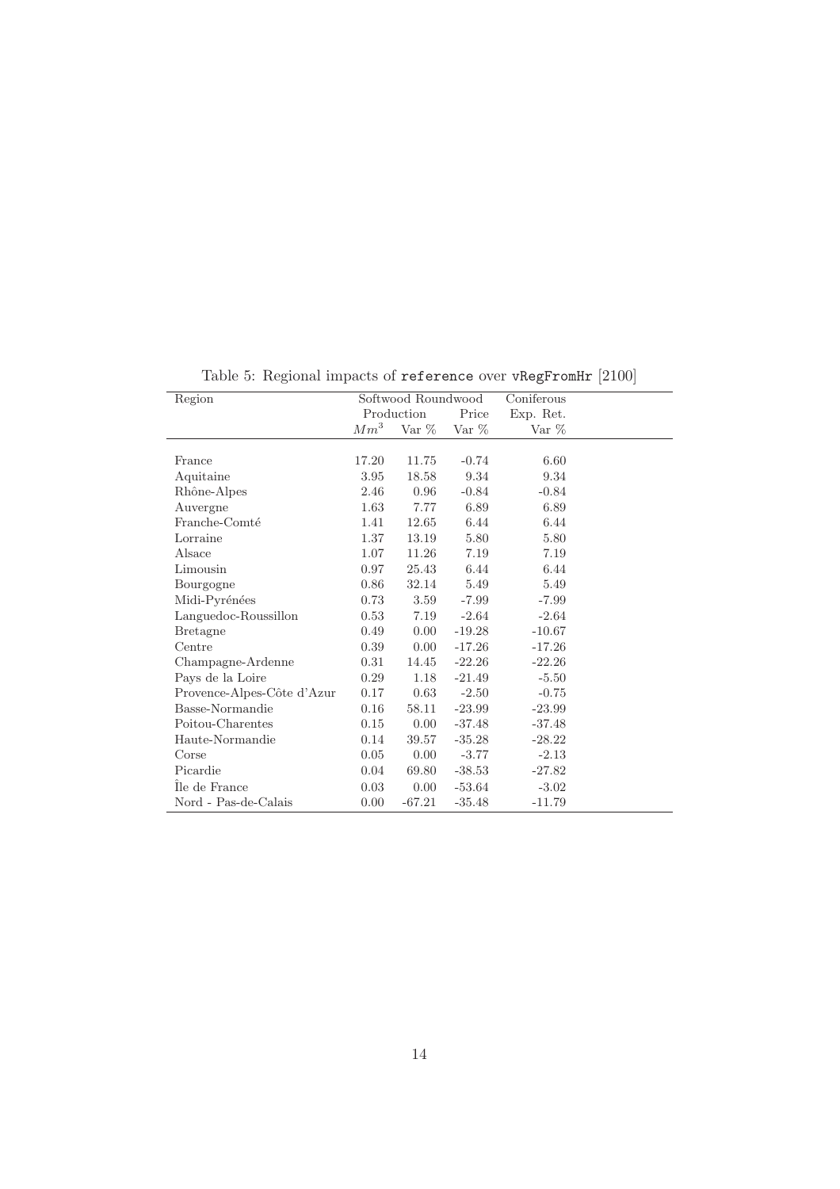Table 5: Regional impacts of `reference` over `vRegFromHr` [2100]

| Region | Softwood Roundwood | | | Coniferous |
|---|---|---|---|---|
| | Production | | Price | Exp. Ret. |
| | $Mm^3$ | Var % | Var % | Var % |
| France | 17.20 | 11.75 | -0.74 | 6.60 |
| Aquitaine | 3.95 | 18.58 | 9.34 | 9.34 |
| Rhône-Alpes | 2.46 | 0.96 | -0.84 | -0.84 |
| Auvergne | 1.63 | 7.77 | 6.89 | 6.89 |
| Franche-Comté | 1.41 | 12.65 | 6.44 | 6.44 |
| Lorraine | 1.37 | 13.19 | 5.80 | 5.80 |
| Alsace | 1.07 | 11.26 | 7.19 | 7.19 |
| Limousin | 0.97 | 25.43 | 6.44 | 6.44 |
| Bourgogne | 0.86 | 32.14 | 5.49 | 5.49 |
| Midi-Pyrénées | 0.73 | 3.59 | -7.99 | -7.99 |
| Languedoc-Roussillon | 0.53 | 7.19 | -2.64 | -2.64 |
| Bretagne | 0.49 | 0.00 | -19.28 | -10.67 |
| Centre | 0.39 | 0.00 | -17.26 | -17.26 |
| Champagne-Ardenne | 0.31 | 14.45 | -22.26 | -22.26 |
| Pays de la Loire | 0.29 | 1.18 | -21.49 | -5.50 |
| Provence-Alpes-Côte d'Azur | 0.17 | 0.63 | -2.50 | -0.75 |
| Basse-Normandie | 0.16 | 58.11 | -23.99 | -23.99 |
| Poitou-Charentes | 0.15 | 0.00 | -37.48 | -37.48 |
| Haute-Normandie | 0.14 | 39.57 | -35.28 | -28.22 |
| Corse | 0.05 | 0.00 | -3.77 | -2.13 |
| Picardie | 0.04 | 69.80 | -38.53 | -27.82 |
| Île de France | 0.03 | 0.00 | -53.64 | -3.02 |
| Nord - Pas-de-Calais | 0.00 | -67.21 | -35.48 | -11.79 |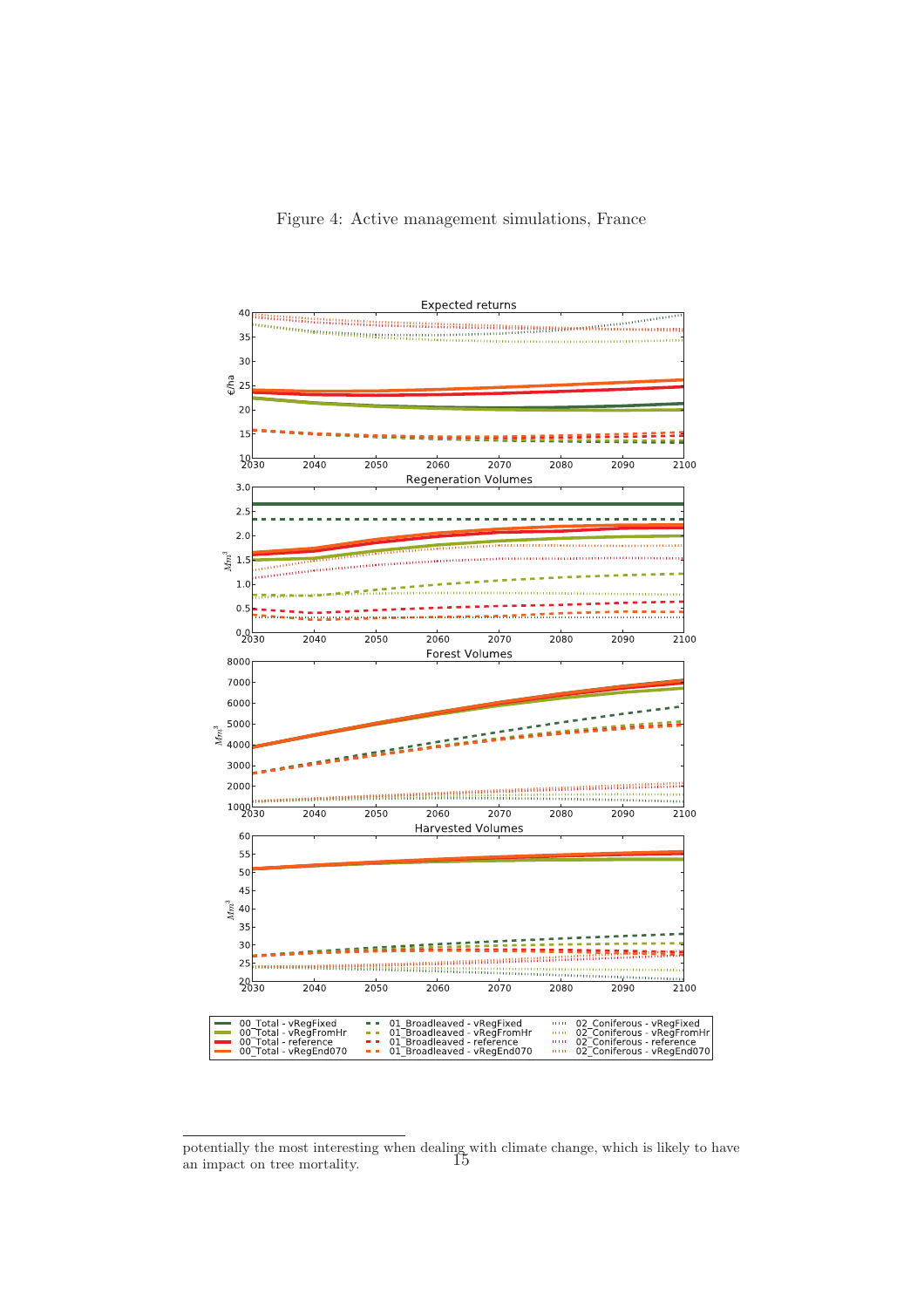Figure 4: Active management simulations, France

potentially the most interesting when dealing with climate change, which is likely to have an impact on tree mortality.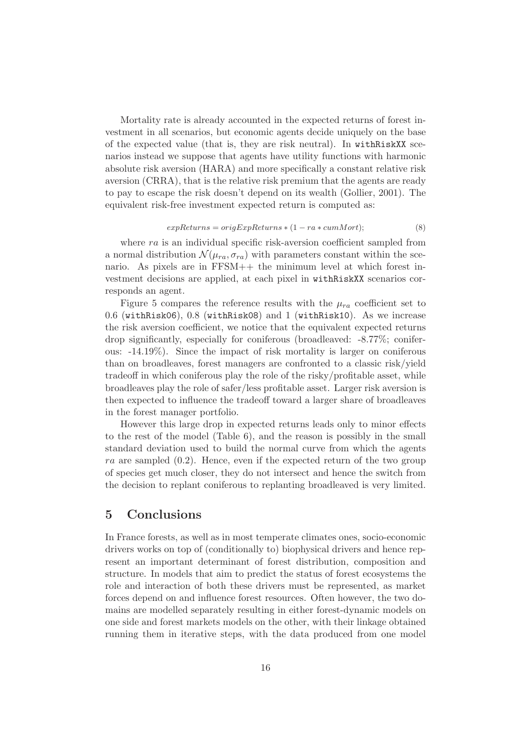Mortality rate is already accounted in the expected returns of forest investment in all scenarios, but economic agents decide uniquely on the base of the expected value (that is, they are risk neutral). In `withRiskXX` scenarios instead we suppose that agents have utility functions with harmonic absolute risk aversion (HARA) and more specifically a constant relative risk aversion (CRRA), that is the relative risk premium that the agents are ready to pay to escape the risk doesn't depend on its wealth (Gollier, 2001). The equivalent risk-free investment expected return is computed as:

$$expReturns = origExpReturns * (1 - ra * cumMort); \tag{8}$$

where $ra$ is an individual specific risk-aversion coefficient sampled from a normal distribution $\mathcal{N}(\mu_{ra}, \sigma_{ra})$ with parameters constant within the scenario. As pixels are in FFSM++ the minimum level at which forest investment decisions are applied, at each pixel in `withRiskXX` scenarios corresponds an agent.

Figure 5 compares the reference results with the $\mu_{ra}$ coefficient set to 0.6 (`withRisk06`), 0.8 (`withRisk08`) and 1 (`withRisk10`). As we increase the risk aversion coefficient, we notice that the equivalent expected returns drop significantly, especially for coniferous (broadleaved: -8.77%; coniferous: -14.19%). Since the impact of risk mortality is larger on coniferous than on broadleaves, forest managers are confronted to a classic risk/yield tradeoff in which coniferous play the role of the risky/profitable asset, while broadleaves play the role of safer/less profitable asset. Larger risk aversion is then expected to influence the tradeoff toward a larger share of broadleaves in the forest manager portfolio.

However this large drop in expected returns leads only to minor effects to the rest of the model (Table 6), and the reason is possibly in the small standard deviation used to build the normal curve from which the agents $ra$ are sampled (0.2). Hence, even if the expected return of the two group of species get much closer, they do not intersect and hence the switch from the decision to replant coniferous to replanting broadleaved is very limited.

## 5 Conclusions

In France forests, as well as in most temperate climates ones, socio-economic drivers works on top of (conditionally to) biophysical drivers and hence represent an important determinant of forest distribution, composition and structure. In models that aim to predict the status of forest ecosystems the role and interaction of both these drivers must be represented, as market forces depend on and influence forest resources. Often however, the two domains are modelled separately resulting in either forest-dynamic models on one side and forest markets models on the other, with their linkage obtained running them in iterative steps, with the data produced from one model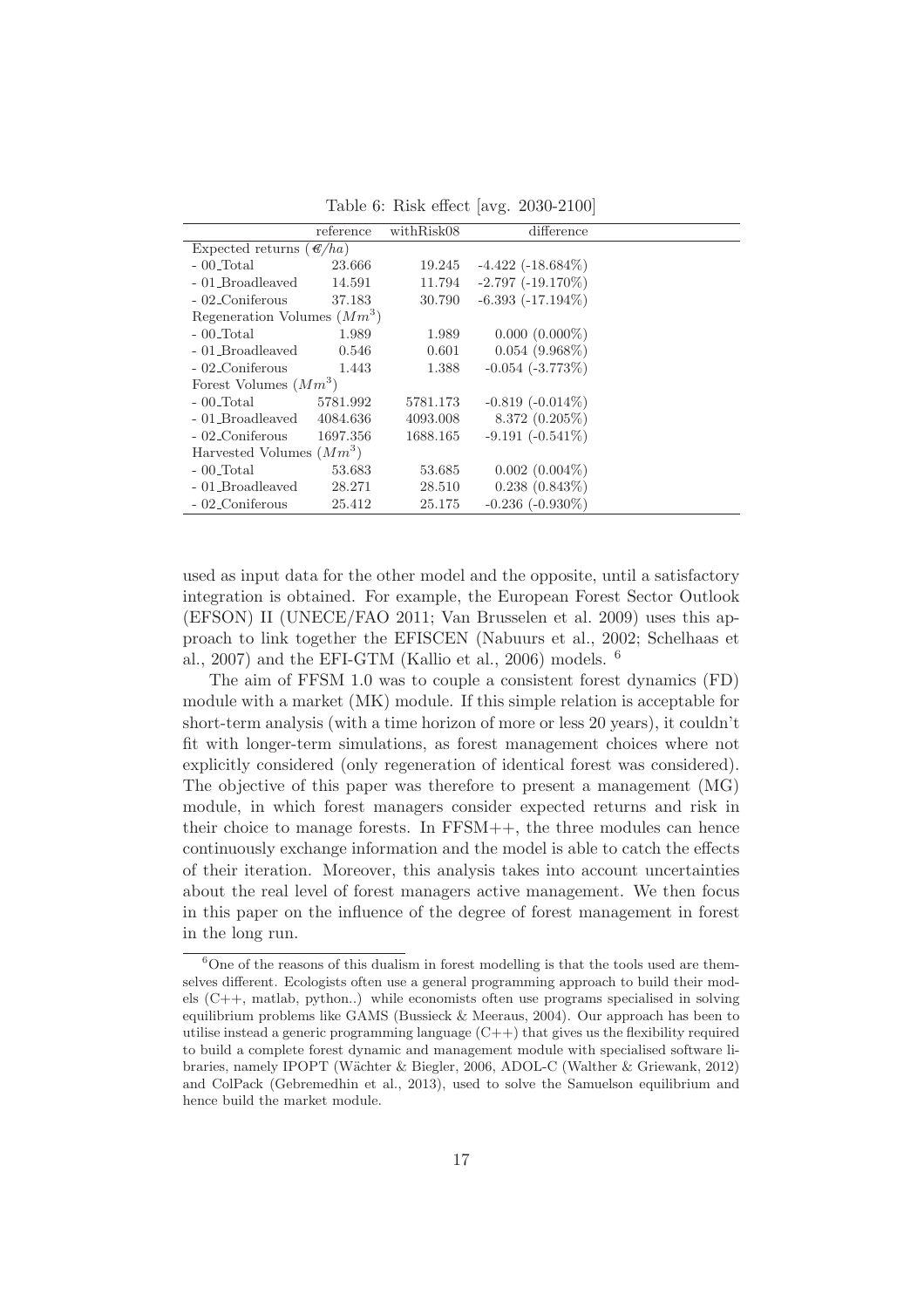Table 6: Risk effect [avg. 2030-2100]

| | reference | withRisk08 | difference |
|---|---|---|---|
| Expected returns (€/ha) | | | |
| - 00_Total | 23.666 | 19.245 | -4.422 (-18.684%) |
| - 01_Broadleaved | 14.591 | 11.794 | -2.797 (-19.170%) |
| - 02_Coniferous | 37.183 | 30.790 | -6.393 (-17.194%) |
| Regeneration Volumes ($Mm^3$) | | | |
| - 00_Total | 1.989 | 1.989 | 0.000 (0.000%) |
| - 01_Broadleaved | 0.546 | 0.601 | 0.054 (9.968%) |
| - 02_Coniferous | 1.443 | 1.388 | -0.054 (-3.773%) |
| Forest Volumes ($Mm^3$) | | | |
| - 00_Total | 5781.992 | 5781.173 | -0.819 (-0.014%) |
| - 01_Broadleaved | 4084.636 | 4093.008 | 8.372 (0.205%) |
| - 02_Coniferous | 1697.356 | 1688.165 | -9.191 (-0.541%) |
| Harvested Volumes ($Mm^3$) | | | |
| - 00_Total | 53.683 | 53.685 | 0.002 (0.004%) |
| - 01_Broadleaved | 28.271 | 28.510 | 0.238 (0.843%) |
| - 02_Coniferous | 25.412 | 25.175 | -0.236 (-0.930%) |

used as input data for the other model and the opposite, until a satisfactory integration is obtained. For example, the European Forest Sector Outlook (EFSON) II (UNECE/FAO 2011; Van Brusselen et al. 2009) uses this approach to link together the EFISCEN (Nabuurs et al., 2002; Schelhaas et al., 2007) and the EFI-GTM (Kallio et al., 2006) models. [6]

The aim of FFSM 1.0 was to couple a consistent forest dynamics (FD) module with a market (MK) module. If this simple relation is acceptable for short-term analysis (with a time horizon of more or less 20 years), it couldn't fit with longer-term simulations, as forest management choices where not explicitly considered (only regeneration of identical forest was considered). The objective of this paper was therefore to present a management (MG) module, in which forest managers consider expected returns and risk in their choice to manage forests. In FFSM++, the three modules can hence continuously exchange information and the model is able to catch the effects of their iteration. Moreover, this analysis takes into account uncertainties about the real level of forest managers active management. We then focus in this paper on the influence of the degree of forest management in forest in the long run.

[6] One of the reasons of this dualism in forest modelling is that the tools used are themselves different. Ecologists often use a general programming approach to build their models (C++, matlab, python..) while economists often use programs specialised in solving equilibrium problems like GAMS (Bussieck & Meeraus, 2004). Our approach has been to utilise instead a generic programming language (C++) that gives us the flexibility required to build a complete forest dynamic and management module with specialised software libraries, namely IPOPT (Wächter & Biegler, 2006, ADOL-C (Walther & Griewank, 2012) and ColPack (Gebremedhin et al., 2013), used to solve the Samuelson equilibrium and hence build the market module.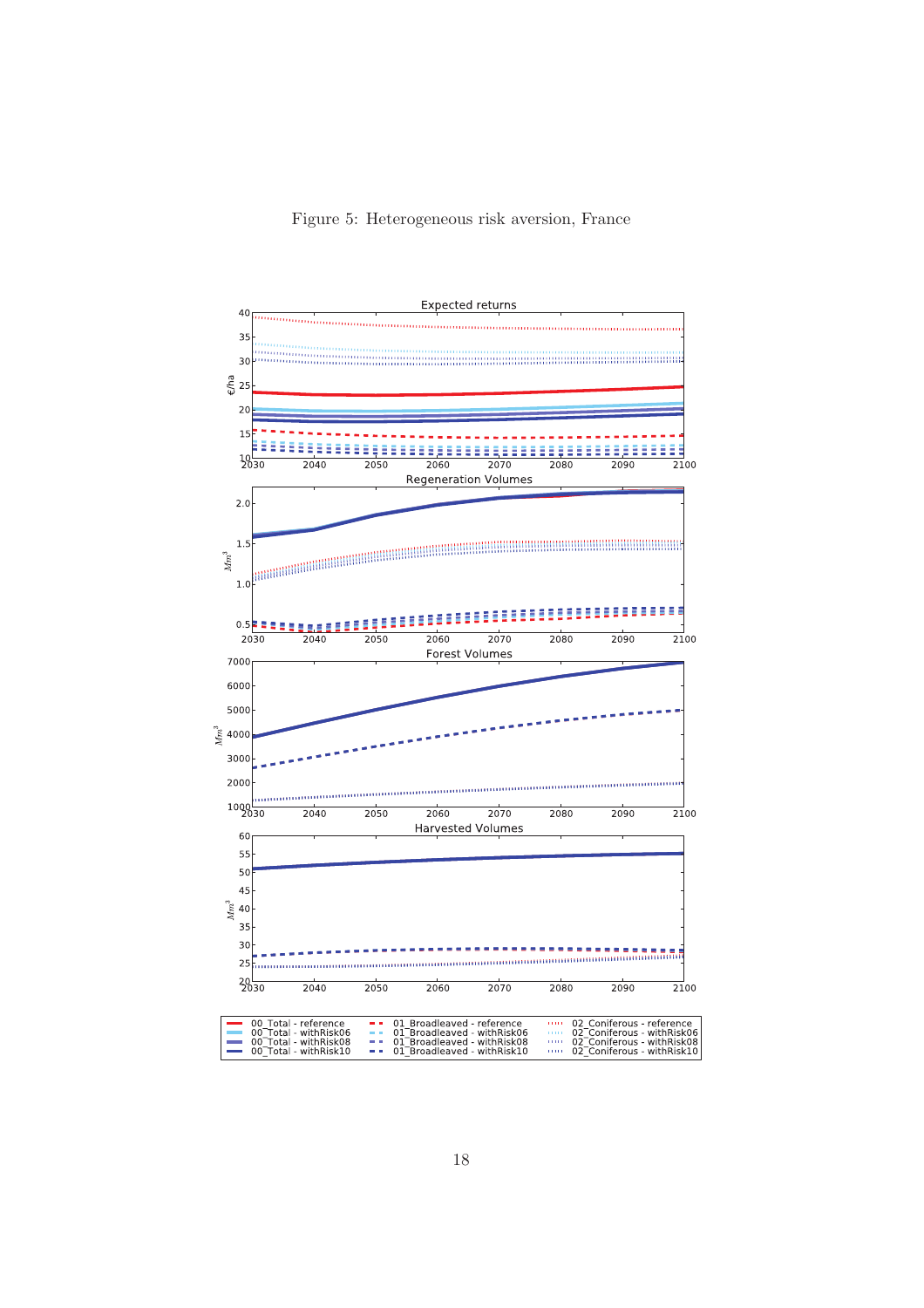Figure 5: Heterogeneous risk aversion, France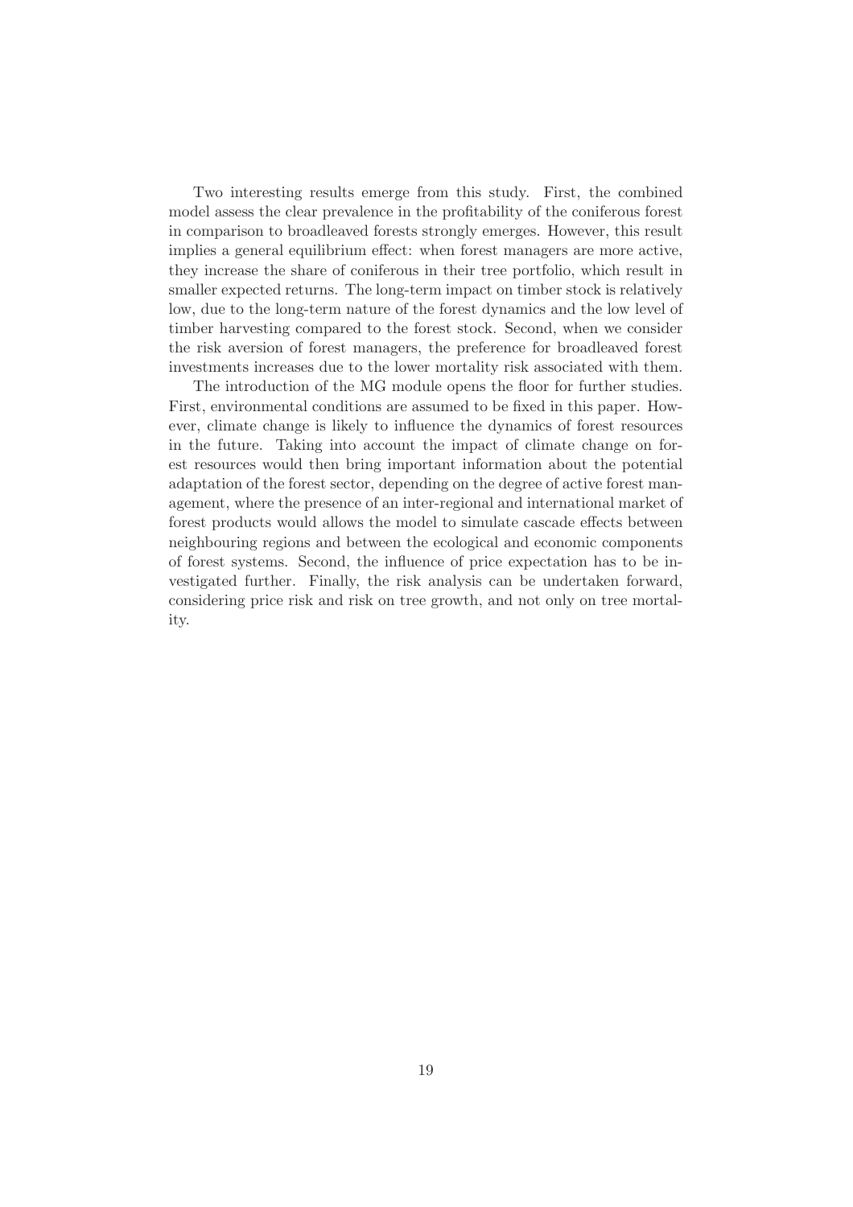Two interesting results emerge from this study. First, the combined model assess the clear prevalence in the profitability of the coniferous forest in comparison to broadleaved forests strongly emerges. However, this result implies a general equilibrium effect: when forest managers are more active, they increase the share of coniferous in their tree portfolio, which result in smaller expected returns. The long-term impact on timber stock is relatively low, due to the long-term nature of the forest dynamics and the low level of timber harvesting compared to the forest stock. Second, when we consider the risk aversion of forest managers, the preference for broadleaved forest investments increases due to the lower mortality risk associated with them.

The introduction of the MG module opens the floor for further studies. First, environmental conditions are assumed to be fixed in this paper. However, climate change is likely to influence the dynamics of forest resources in the future. Taking into account the impact of climate change on forest resources would then bring important information about the potential adaptation of the forest sector, depending on the degree of active forest management, where the presence of an inter-regional and international market of forest products would allows the model to simulate cascade effects between neighbouring regions and between the ecological and economic components of forest systems. Second, the influence of price expectation has to be investigated further. Finally, the risk analysis can be undertaken forward, considering price risk and risk on tree growth, and not only on tree mortality.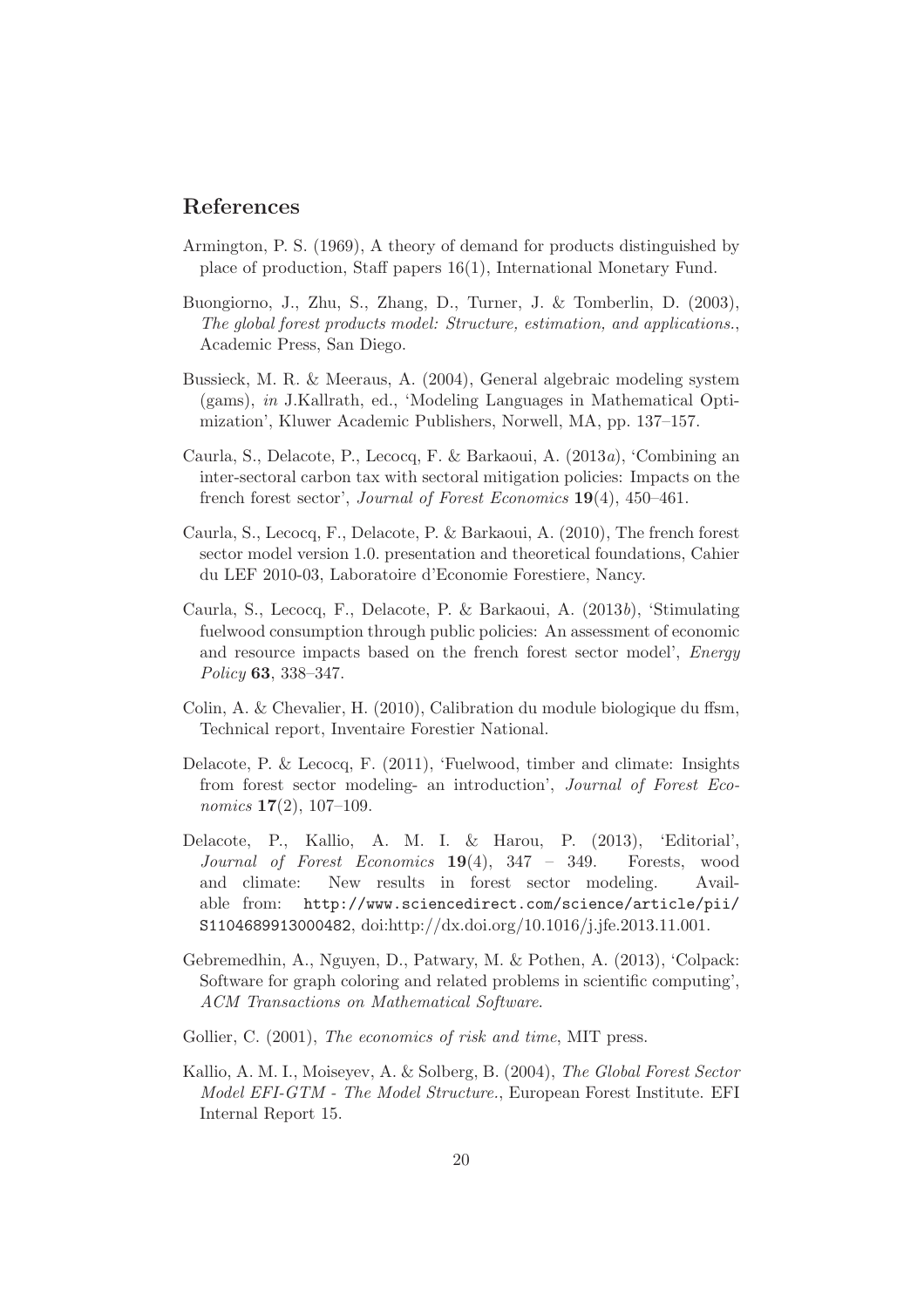## References

Armington, P. S. (1969), A theory of demand for products distinguished by place of production, Staff papers 16(1), International Monetary Fund.

Buongiorno, J., Zhu, S., Zhang, D., Turner, J. & Tomberlin, D. (2003), *The global forest products model: Structure, estimation, and applications.*, Academic Press, San Diego.

Bussieck, M. R. & Meeraus, A. (2004), General algebraic modeling system (gams), *in* J.Kallrath, ed., 'Modeling Languages in Mathematical Optimization', Kluwer Academic Publishers, Norwell, MA, pp. 137–157.

Caurla, S., Delacote, P., Lecocq, F. & Barkaoui, A. (2013*a*), 'Combining an inter-sectoral carbon tax with sectoral mitigation policies: Impacts on the french forest sector', *Journal of Forest Economics* **19**(4), 450–461.

Caurla, S., Lecocq, F., Delacote, P. & Barkaoui, A. (2010), The french forest sector model version 1.0. presentation and theoretical foundations, Cahier du LEF 2010-03, Laboratoire d'Economie Forestiere, Nancy.

Caurla, S., Lecocq, F., Delacote, P. & Barkaoui, A. (2013*b*), 'Stimulating fuelwood consumption through public policies: An assessment of economic and resource impacts based on the french forest sector model', *Energy Policy* **63**, 338–347.

Colin, A. & Chevalier, H. (2010), Calibration du module biologique du ffsm, Technical report, Inventaire Forestier National.

Delacote, P. & Lecocq, F. (2011), 'Fuelwood, timber and climate: Insights from forest sector modeling- an introduction', *Journal of Forest Economics* **17**(2), 107–109.

Delacote, P., Kallio, A. M. I. & Harou, P. (2013), 'Editorial', *Journal of Forest Economics* **19**(4), 347 – 349. Forests, wood and climate: New results in forest sector modeling. Available from: `http://www.sciencedirect.com/science/article/pii/S1104689913000482`, doi:http://dx.doi.org/10.1016/j.jfe.2013.11.001.

Gebremedhin, A., Nguyen, D., Patwary, M. & Pothen, A. (2013), 'Colpack: Software for graph coloring and related problems in scientific computing', *ACM Transactions on Mathematical Software*.

Gollier, C. (2001), *The economics of risk and time*, MIT press.

Kallio, A. M. I., Moiseyev, A. & Solberg, B. (2004), *The Global Forest Sector Model EFI-GTM - The Model Structure.*, European Forest Institute. EFI Internal Report 15.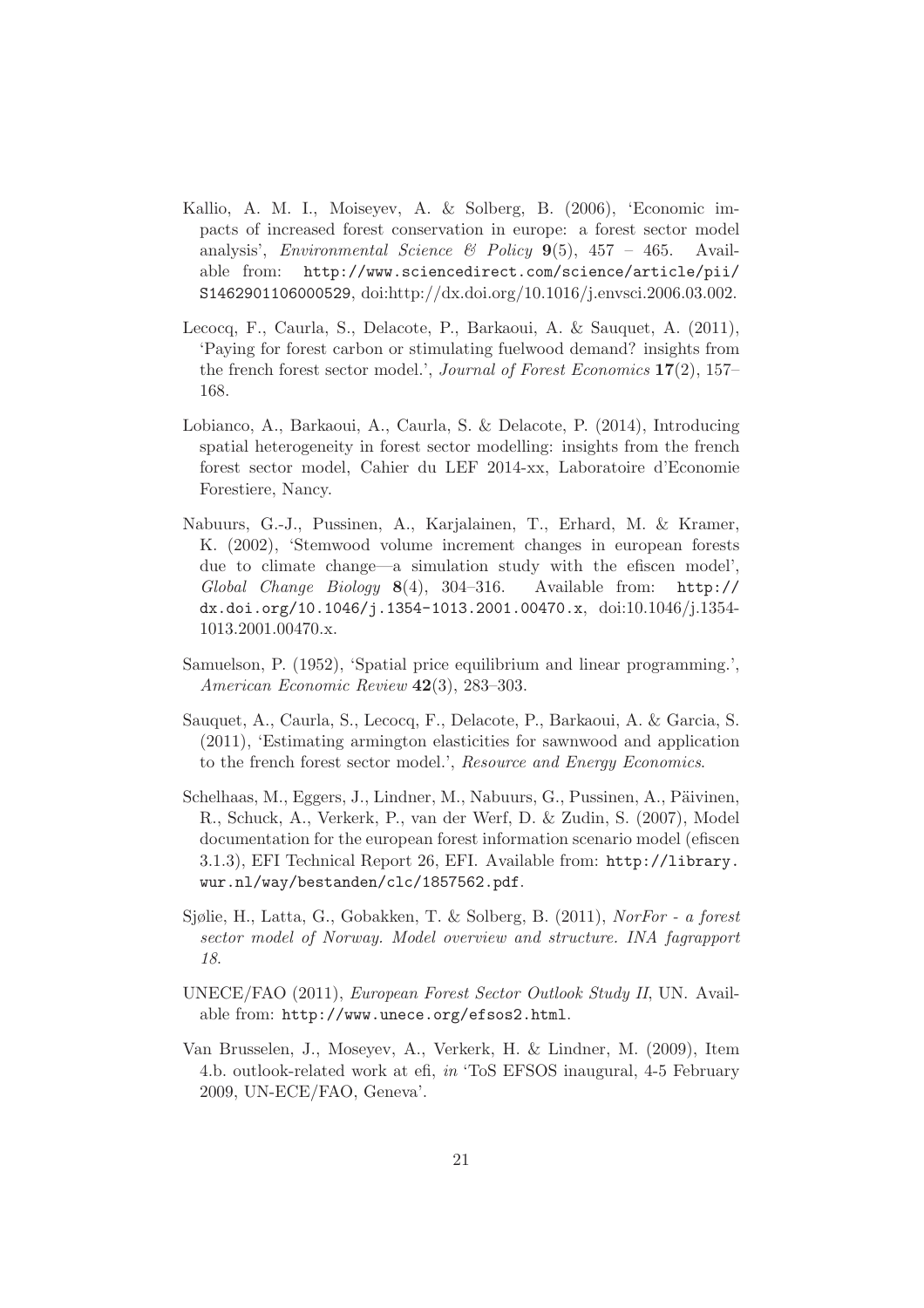Kallio, A. M. I., Moiseyev, A. & Solberg, B. (2006), 'Economic impacts of increased forest conservation in europe: a forest sector model analysis', *Environmental Science & Policy* **9**(5), 457 – 465. Available from: http://www.sciencedirect.com/science/article/pii/S1462901106000529, doi:http://dx.doi.org/10.1016/j.envsci.2006.03.002.

Lecocq, F., Caurla, S., Delacote, P., Barkaoui, A. & Sauquet, A. (2011), 'Paying for forest carbon or stimulating fuelwood demand? insights from the french forest sector model.', *Journal of Forest Economics* **17**(2), 157–168.

Lobianco, A., Barkaoui, A., Caurla, S. & Delacote, P. (2014), Introducing spatial heterogeneity in forest sector modelling: insights from the french forest sector model, Cahier du LEF 2014-xx, Laboratoire d'Economie Forestiere, Nancy.

Nabuurs, G.-J., Pussinen, A., Karjalainen, T., Erhard, M. & Kramer, K. (2002), 'Stemwood volume increment changes in european forests due to climate change—a simulation study with the efiscen model', *Global Change Biology* **8**(4), 304–316. Available from: http://dx.doi.org/10.1046/j.1354-1013.2001.00470.x, doi:10.1046/j.1354-1013.2001.00470.x.

Samuelson, P. (1952), 'Spatial price equilibrium and linear programming.', *American Economic Review* **42**(3), 283–303.

Sauquet, A., Caurla, S., Lecocq, F., Delacote, P., Barkaoui, A. & Garcia, S. (2011), 'Estimating armington elasticities for sawnwood and application to the french forest sector model.', *Resource and Energy Economics*.

Schelhaas, M., Eggers, J., Lindner, M., Nabuurs, G., Pussinen, A., Päivinen, R., Schuck, A., Verkerk, P., van der Werf, D. & Zudin, S. (2007), Model documentation for the european forest information scenario model (efiscen 3.1.3), EFI Technical Report 26, EFI. Available from: http://library.wur.nl/way/bestanden/clc/1857562.pdf.

Sjølie, H., Latta, G., Gobakken, T. & Solberg, B. (2011), *NorFor - a forest sector model of Norway. Model overview and structure. INA fagrapport 18.*

UNECE/FAO (2011), *European Forest Sector Outlook Study II*, UN. Available from: http://www.unece.org/efsos2.html.

Van Brusselen, J., Moseyev, A., Verkerk, H. & Lindner, M. (2009), Item 4.b. outlook-related work at efi, *in* 'ToS EFSOS inaugural, 4-5 February 2009, UN-ECE/FAO, Geneva'.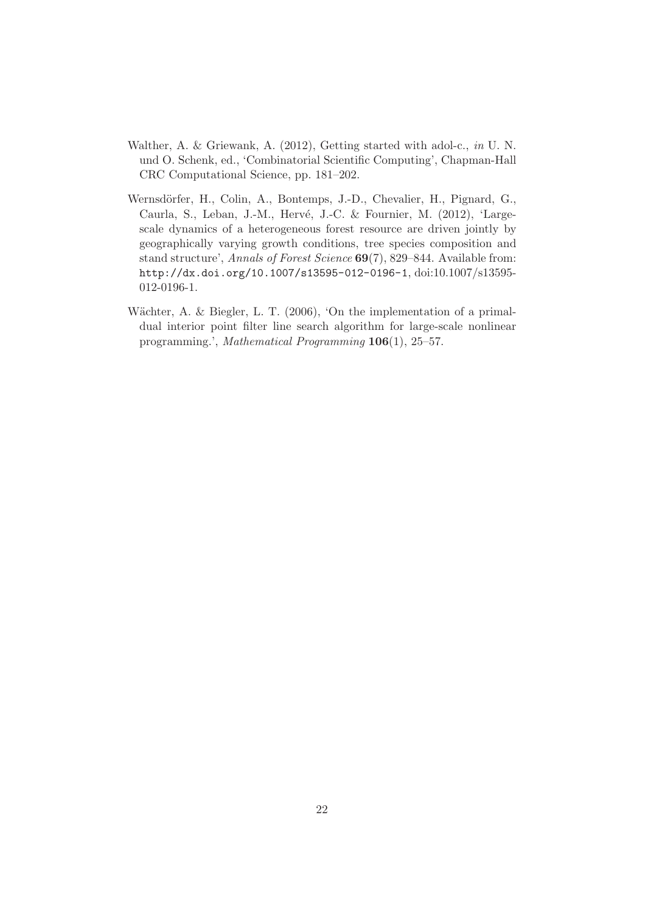Walther, A. & Griewank, A. (2012), Getting started with adol-c., *in* U. N. und O. Schenk, ed., 'Combinatorial Scientific Computing', Chapman-Hall CRC Computational Science, pp. 181–202.

Wernsdörfer, H., Colin, A., Bontemps, J.-D., Chevalier, H., Pignard, G., Caurla, S., Leban, J.-M., Hervé, J.-C. & Fournier, M. (2012), 'Large-scale dynamics of a heterogeneous forest resource are driven jointly by geographically varying growth conditions, tree species composition and stand structure', *Annals of Forest Science* **69**(7), 829–844. Available from: `http://dx.doi.org/10.1007/s13595-012-0196-1`, doi:10.1007/s13595-012-0196-1.

Wächter, A. & Biegler, L. T. (2006), 'On the implementation of a primal-dual interior point filter line search algorithm for large-scale nonlinear programming.', *Mathematical Programming* **106**(1), 25–57.